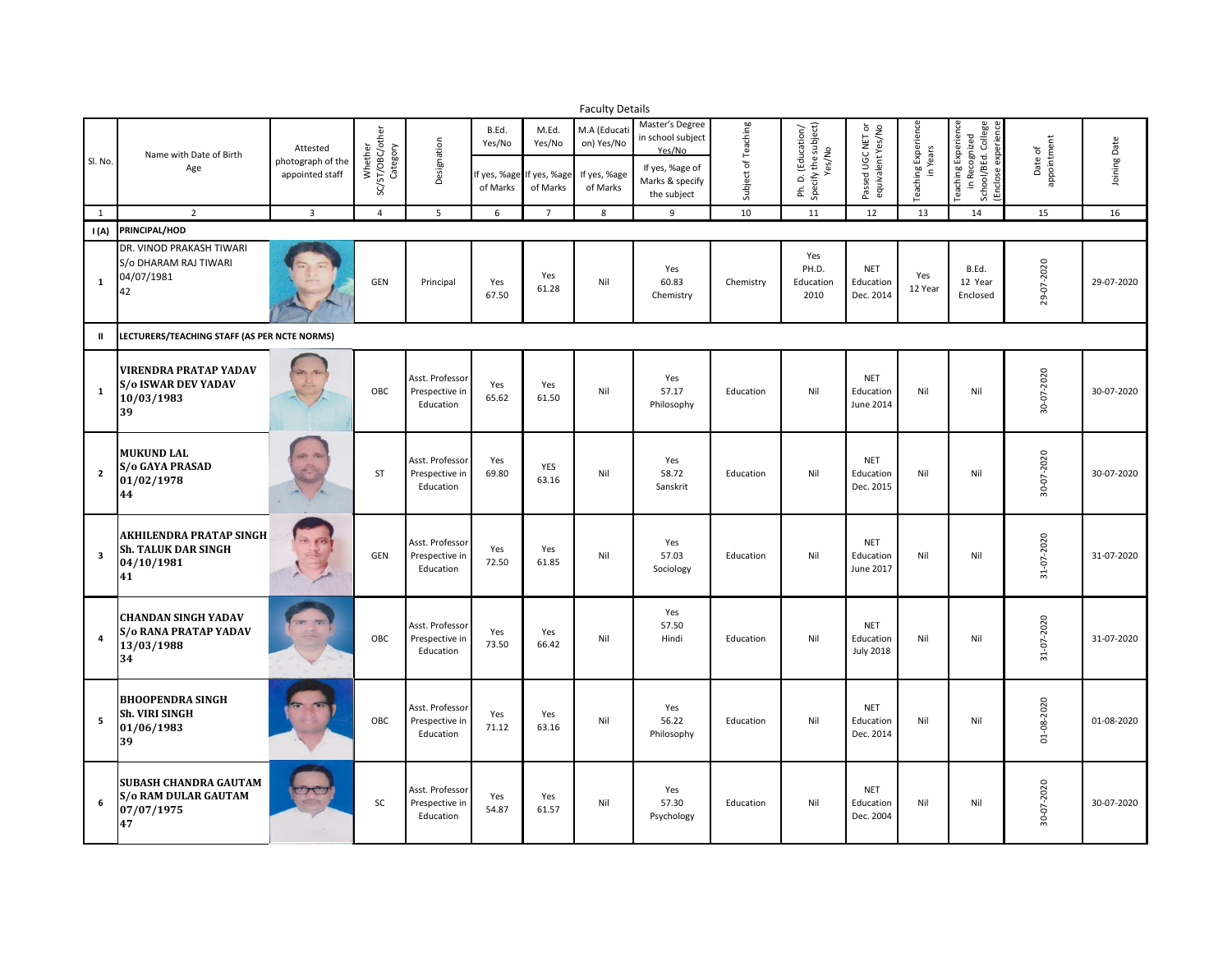Faculty Details

| Sl. No. | Name with Date of Birth Age | Attested photograph of the appointed staff | Whether SC/ST/OBC/other Category | Designation | B.Ed. Yes/No If yes, %age of Marks | M.Ed. Yes/No If yes, %age of Marks | M.A (Education) Yes/No If yes, %age of Marks | Master's Degree in school subject Yes/No If yes, %age of Marks & specify the subject | Subject of Teaching | Ph. D. (Education/ Specify the subject) Yes/No | Passed UGC NET or equivalent Yes/No | Teaching Experience in Years | Teaching Experience in Recognized School/BEd. College (Enclose experience | Date of appointment | Joining Date |
|---|---|---|---|---|---|---|---|---|---|---|---|---|---|---|---|
| 1 | 2 | 3 | 4 | 5 | 6 | 7 | 8 | 9 | 10 | 11 | 12 | 13 | 14 | 15 | 16 |
| I (A) | PRINCIPAL/HOD | | | | | | | | | | | | | | |
| 1 | DR. VINOD PRAKASH TIWARI S/o DHARAM RAJ TIWARI 04/07/1981 42 | | GEN | Principal | Yes 67.50 | Yes 61.28 | Nil | Yes 60.83 Chemistry | Chemistry | Yes PH.D. Education 2010 | NET Education Dec. 2014 | Yes 12 Year | B.Ed. 12 Year Enclosed | 29-07-2020 | 29-07-2020 |
| II | LECTURERS/TEACHING STAFF (AS PER NCTE NORMS) | | | | | | | | | | | | | | |
| 1 | **VIRENDRA PRATAP YADAV S/o ISWAR DEV YADAV 10/03/1983 39** | | OBC | Asst. Professor Prespective in Education | Yes 65.62 | Yes 61.50 | Nil | Yes 57.17 Philosophy | Education | Nil | NET Education June 2014 | Nil | Nil | 30-07-2020 | 30-07-2020 |
| 2 | **MUKUND LAL S/o GAYA PRASAD 01/02/1978 44** | | ST | Asst. Professor Prespective in Education | Yes 69.80 | YES 63.16 | Nil | Yes 58.72 Sanskrit | Education | Nil | NET Education Dec. 2015 | Nil | Nil | 30-07-2020 | 30-07-2020 |
| 3 | **AKHILENDRA PRATAP SINGH Sh. TALUK DAR SINGH 04/10/1981 41** | | GEN | Asst. Professor Prespective in Education | Yes 72.50 | Yes 61.85 | Nil | Yes 57.03 Sociology | Education | Nil | NET Education June 2017 | Nil | Nil | 31-07-2020 | 31-07-2020 |
| 4 | **CHANDAN SINGH YADAV S/o RANA PRATAP YADAV 13/03/1988 34** | | OBC | Asst. Professor Prespective in Education | Yes 73.50 | Yes 66.42 | Nil | Yes 57.50 Hindi | Education | Nil | NET Education July 2018 | Nil | Nil | 31-07-2020 | 31-07-2020 |
| 5 | **BHOOPENDRA SINGH Sh. VIRI SINGH 01/06/1983 39** | | OBC | Asst. Professor Prespective in Education | Yes 71.12 | Yes 63.16 | Nil | Yes 56.22 Philosophy | Education | Nil | NET Education Dec. 2014 | Nil | Nil | 01-08-2020 | 01-08-2020 |
| 6 | **SUBASH CHANDRA GAUTAM S/o RAM DULAR GAUTAM 07/07/1975 47** | | SC | Asst. Professor Prespective in Education | Yes 54.87 | Yes 61.57 | Nil | Yes 57.30 Psychology | Education | Nil | NET Education Dec. 2004 | Nil | Nil | 30-07-2020 | 30-07-2020 |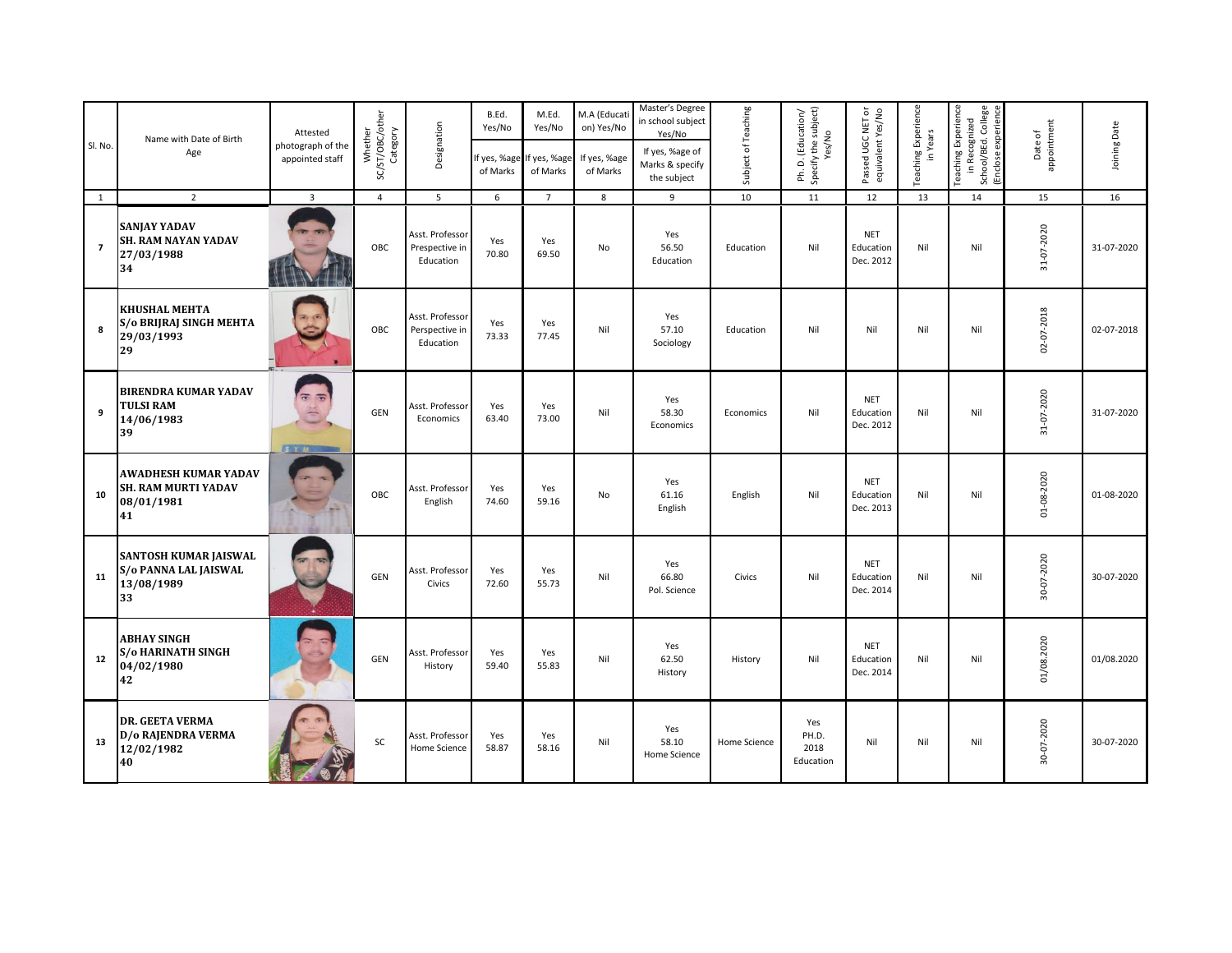| Sl. No. | Name with Date of Birth Age | Attested photograph of the appointed staff | Whether SC/ST/OBC/other Category | Designation | B.Ed. Yes/No If yes, %age of Marks | M.Ed. Yes/No If yes, %age of Marks | M.A (Education) Yes/No If yes, %age of Marks | Master's Degree in school subject Yes/No If yes, %age of Marks & specify the subject | Subject of Teaching | Ph. D. (Education/ Specify the subject) Yes/No | Passed UGC NET or equivalent Yes/No | Teaching Experience in Years | Teaching Experience in Recognized School/BEd. College (Enclose experience | Date of appointment | Joining Date |
|---|---|---|---|---|---|---|---|---|---|---|---|---|---|---|---|
| 1 | 2 | 3 | 4 | 5 | 6 | 7 | 8 | 9 | 10 | 11 | 12 | 13 | 14 | 15 | 16 |
| 7 | **SANJAY YADAV SH. RAM NAYAN YADAV 27/03/1988 34** | | OBC | Asst. Professor Prespective in Education | Yes 70.80 | Yes 69.50 | No | Yes 56.50 Education | Education | Nil | NET Education Dec. 2012 | Nil | Nil | 31-07-2020 | 31-07-2020 |
| 8 | **KHUSHAL MEHTA S/o BRIJRAJ SINGH MEHTA 29/03/1993 29** | | OBC | Asst. Professor Perspective in Education | Yes 73.33 | Yes 77.45 | Nil | Yes 57.10 Sociology | Education | Nil | Nil | Nil | Nil | 02-07-2018 | 02-07-2018 |
| 9 | **BIRENDRA KUMAR YADAV TULSI RAM 14/06/1983 39** | | GEN | Asst. Professor Economics | Yes 63.40 | Yes 73.00 | Nil | Yes 58.30 Economics | Economics | Nil | NET Education Dec. 2012 | Nil | Nil | 31-07-2020 | 31-07-2020 |
| 10 | **AWADHESH KUMAR YADAV SH. RAM MURTI YADAV 08/01/1981 41** | | OBC | Asst. Professor English | Yes 74.60 | Yes 59.16 | No | Yes 61.16 English | English | Nil | NET Education Dec. 2013 | Nil | Nil | 01-08-2020 | 01-08-2020 |
| 11 | **SANTOSH KUMAR JAISWAL S/o PANNA LAL JAISWAL 13/08/1989 33** | | GEN | Asst. Professor Civics | Yes 72.60 | Yes 55.73 | Nil | Yes 66.80 Pol. Science | Civics | Nil | NET Education Dec. 2014 | Nil | Nil | 30-07-2020 | 30-07-2020 |
| 12 | **ABHAY SINGH S/o HARINATH SINGH 04/02/1980 42** | | GEN | Asst. Professor History | Yes 59.40 | Yes 55.83 | Nil | Yes 62.50 History | History | Nil | NET Education Dec. 2014 | Nil | Nil | 01/08.2020 | 01/08.2020 |
| 13 | **DR. GEETA VERMA D/o RAJENDRA VERMA 12/02/1982 40** | | SC | Asst. Professor Home Science | Yes 58.87 | Yes 58.16 | Nil | Yes 58.10 Home Science | Home Science | Yes PH.D. 2018 Education | Nil | Nil | Nil | 30-07-2020 | 30-07-2020 |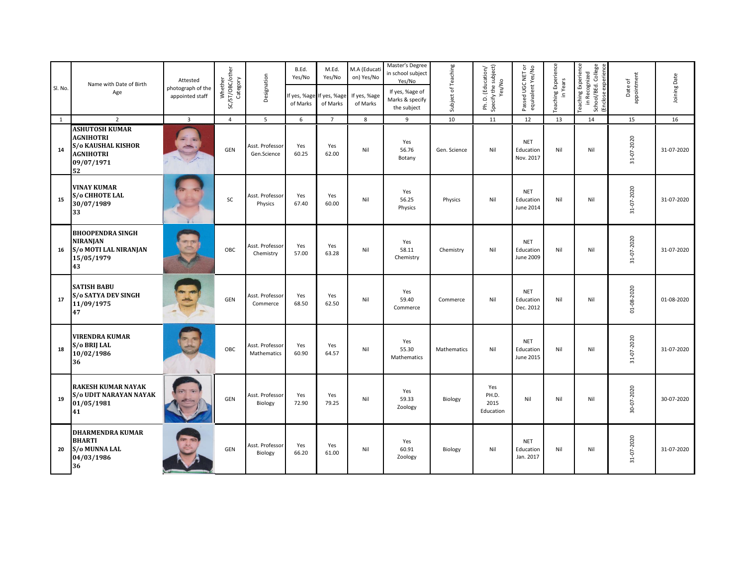| Sl. No. | Name with Date of Birth Age | Attested photograph of the appointed staff | Whether SC/ST/OBC/other Category | Designation | B.Ed. Yes/No If yes, %age of Marks | M.Ed. Yes/No If yes, %age of Marks | M.A (Education) Yes/No If yes, %age of Marks | Master's Degree in school subject Yes/No If yes, %age of Marks & specify the subject | Subject of Teaching | Ph. D. (Education/ Specify the subject) Yes/No | Passed UGC NET or equivalent Yes/No | Teaching Experience in Years | Teaching Experience in Recognized School/BEd. College (Enclose experience | Date of appointment | Joining Date |
|---|---|---|---|---|---|---|---|---|---|---|---|---|---|---|---|
| 1 | 2 | 3 | 4 | 5 | 6 | 7 | 8 | 9 | 10 | 11 | 12 | 13 | 14 | 15 | 16 |
| 14 | **ASHUTOSH KUMAR AGNIHOTRI S/o KAUSHAL KISHOR AGNIHOTRI 09/07/1971 52** | | GEN | Asst. Professor Gen.Science | Yes 60.25 | Yes 62.00 | Nil | Yes 56.76 Botany | Gen. Science | Nil | NET Education Nov. 2017 | Nil | Nil | 31-07-2020 | 31-07-2020 |
| 15 | **VINAY KUMAR S/o CHHOTE LAL 30/07/1989 33** | | SC | Asst. Professor Physics | Yes 67.40 | Yes 60.00 | Nil | Yes 56.25 Physics | Physics | Nil | NET Education June 2014 | Nil | Nil | 31-07-2020 | 31-07-2020 |
| 16 | **BHOOPENDRA SINGH NIRANJAN S/o MOTI LAL NIRANJAN 15/05/1979 43** | | OBC | Asst. Professor Chemistry | Yes 57.00 | Yes 63.28 | Nil | Yes 58.11 Chemistry | Chemistry | Nil | NET Education June 2009 | Nil | Nil | 31-07-2020 | 31-07-2020 |
| 17 | **SATISH BABU S/o SATYA DEV SINGH 11/09/1975 47** | | GEN | Asst. Professor Commerce | Yes 68.50 | Yes 62.50 | Nil | Yes 59.40 Commerce | Commerce | Nil | NET Education Dec. 2012 | Nil | Nil | 01-08-2020 | 01-08-2020 |
| 18 | **VIRENDRA KUMAR S/o BRIJ LAL 10/02/1986 36** | | OBC | Asst. Professor Mathematics | Yes 60.90 | Yes 64.57 | Nil | Yes 55.30 Mathematics | Mathematics | Nil | NET Education June 2015 | Nil | Nil | 31-07-2020 | 31-07-2020 |
| 19 | **RAKESH KUMAR NAYAK S/o UDIT NARAYAN NAYAK 01/05/1981 41** | | GEN | Asst. Professor Biology | Yes 72.90 | Yes 79.25 | Nil | Yes 59.33 Zoology | Biology | Yes PH.D. 2015 Education | Nil | Nil | Nil | 30-07-2020 | 30-07-2020 |
| 20 | **DHARMENDRA KUMAR BHARTI S/o MUNNA LAL 04/03/1986 36** | | GEN | Asst. Professor Biology | Yes 66.20 | Yes 61.00 | Nil | Yes 60.91 Zoology | Biology | Nil | NET Education Jan. 2017 | Nil | Nil | 31-07-2020 | 31-07-2020 |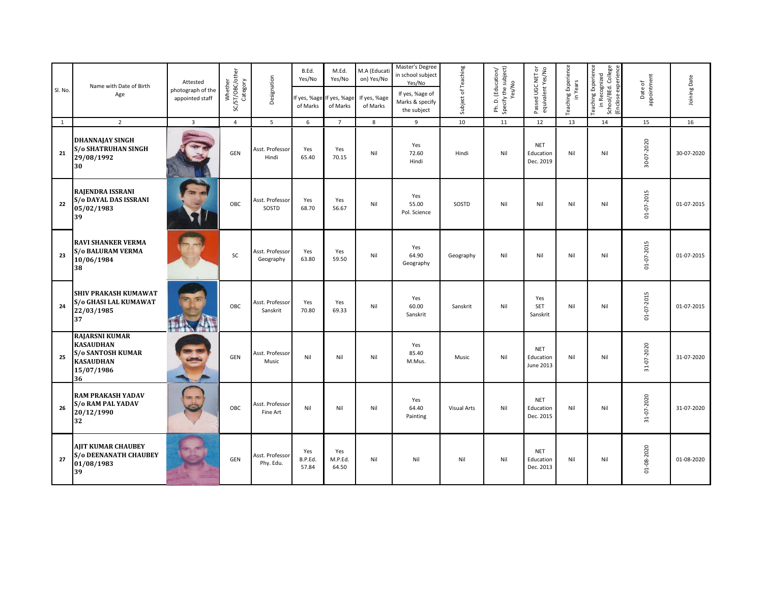| Sl. No. | Name with Date of Birth Age | Attested photograph of the appointed staff | Whether SC/ST/OBC/other Category | Designation | B.Ed. Yes/No If yes, %age of Marks | M.Ed. Yes/No If yes, %age of Marks | M.A (Education) Yes/No If yes, %age of Marks | Master's Degree in school subject Yes/No If yes, %age of Marks & specify the subject | Subject of Teaching | Ph. D. (Education/ Specify the subject) Yes/No | Passed UGC NET or equivalent Yes/No | Teaching Experience in Years | Teaching Experience in Recognized School/BEd. College (Enclose experience | Date of appointment | Joining Date |
|---|---|---|---|---|---|---|---|---|---|---|---|---|---|---|---|
| 1 | 2 | 3 | 4 | 5 | 6 | 7 | 8 | 9 | 10 | 11 | 12 | 13 | 14 | 15 | 16 |
| 21 | **DHANNAJAY SINGH S/o SHATRUHAN SINGH 29/08/1992 30** | | GEN | Asst. Professor Hindi | Yes 65.40 | Yes 70.15 | Nil | Yes 72.60 Hindi | Hindi | Nil | NET Education Dec. 2019 | Nil | Nil | 30-07-2020 | 30-07-2020 |
| 22 | **RAJENDRA ISSRANI S/o DAYAL DAS ISSRANI 05/02/1983 39** | | OBC | Asst. Professor SOSTD | Yes 68.70 | Yes 56.67 | Nil | Yes 55.00 Pol. Science | SOSTD | Nil | Nil | Nil | Nil | 01-07-2015 | 01-07-2015 |
| 23 | **RAVI SHANKER VERMA S/o BALURAM VERMA 10/06/1984 38** | | SC | Asst. Professor Geography | Yes 63.80 | Yes 59.50 | Nil | Yes 64.90 Geography | Geography | Nil | Nil | Nil | Nil | 01-07-2015 | 01-07-2015 |
| 24 | **SHIV PRAKASH KUMAWAT S/o GHASI LAL KUMAWAT 22/03/1985 37** | | OBC | Asst. Professor Sanskrit | Yes 70.80 | Yes 69.33 | Nil | Yes 60.00 Sanskrit | Sanskrit | Nil | Yes SET Sanskrit | Nil | Nil | 01-07-2015 | 01-07-2015 |
| 25 | **RAJARSNI KUMAR KASAUDHAN S/o SANTOSH KUMAR KASAUDHAN 15/07/1986 36** | | GEN | Asst. Professor Music | Nil | Nil | Nil | Yes 85.40 M.Mus. | Music | Nil | NET Education June 2013 | Nil | Nil | 31-07-2020 | 31-07-2020 |
| 26 | **RAM PRAKASH YADAV S/o RAM PAL YADAV 20/12/1990 32** | | OBC | Asst. Professor Fine Art | Nil | Nil | Nil | Yes 64.40 Painting | Visual Arts | Nil | NET Education Dec. 2015 | Nil | Nil | 31-07-2020 | 31-07-2020 |
| 27 | **AJIT KUMAR CHAUBEY S/o DEENANATH CHAUBEY 01/08/1983 39** | | GEN | Asst. Professor Phy. Edu. | Yes B.P.Ed. 57.84 | Yes M.P.Ed. 64.50 | Nil | Nil | Nil | Nil | NET Education Dec. 2013 | Nil | Nil | 01-08-2020 | 01-08-2020 |